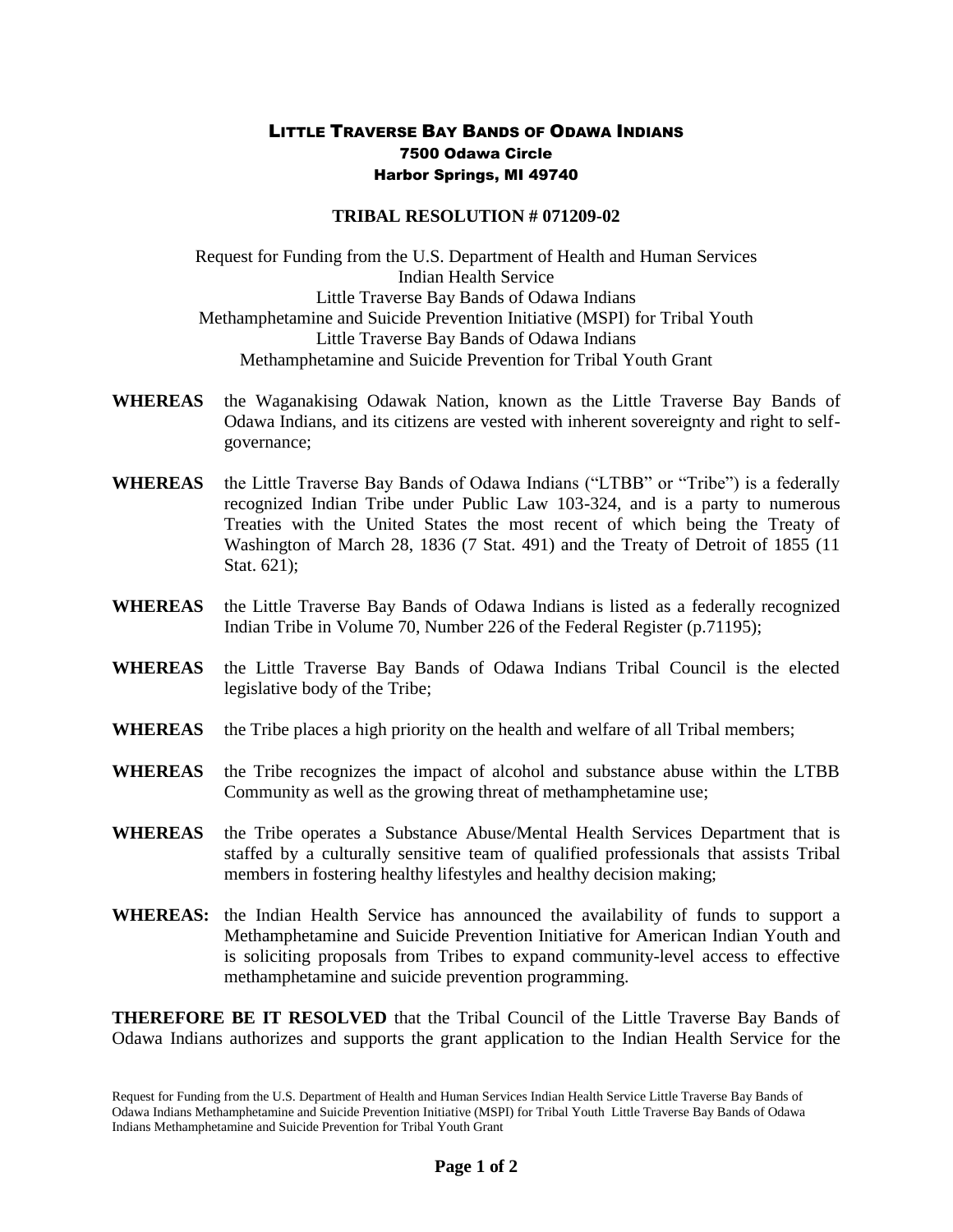# Little Traverse Bay Bands of Odawa Indians

**7500 Odawa Circle**
**Harbor Springs, MI 49740**

## TRIBAL RESOLUTION # 071209-02

Request for Funding from the U.S. Department of Health and Human Services
Indian Health Service
Little Traverse Bay Bands of Odawa Indians
Methamphetamine and Suicide Prevention Initiative (MSPI) for Tribal Youth
Little Traverse Bay Bands of Odawa Indians
Methamphetamine and Suicide Prevention for Tribal Youth Grant

**WHEREAS** the Waganakising Odawak Nation, known as the Little Traverse Bay Bands of Odawa Indians, and its citizens are vested with inherent sovereignty and right to self-governance;

**WHEREAS** the Little Traverse Bay Bands of Odawa Indians ("LTBB" or "Tribe") is a federally recognized Indian Tribe under Public Law 103-324, and is a party to numerous Treaties with the United States the most recent of which being the Treaty of Washington of March 28, 1836 (7 Stat. 491) and the Treaty of Detroit of 1855 (11 Stat. 621);

**WHEREAS** the Little Traverse Bay Bands of Odawa Indians is listed as a federally recognized Indian Tribe in Volume 70, Number 226 of the Federal Register (p.71195);

**WHEREAS** the Little Traverse Bay Bands of Odawa Indians Tribal Council is the elected legislative body of the Tribe;

**WHEREAS** the Tribe places a high priority on the health and welfare of all Tribal members;

**WHEREAS** the Tribe recognizes the impact of alcohol and substance abuse within the LTBB Community as well as the growing threat of methamphetamine use;

**WHEREAS** the Tribe operates a Substance Abuse/Mental Health Services Department that is staffed by a culturally sensitive team of qualified professionals that assists Tribal members in fostering healthy lifestyles and healthy decision making;

**WHEREAS:** the Indian Health Service has announced the availability of funds to support a Methamphetamine and Suicide Prevention Initiative for American Indian Youth and is soliciting proposals from Tribes to expand community-level access to effective methamphetamine and suicide prevention programming.

**THEREFORE BE IT RESOLVED** that the Tribal Council of the Little Traverse Bay Bands of Odawa Indians authorizes and supports the grant application to the Indian Health Service for the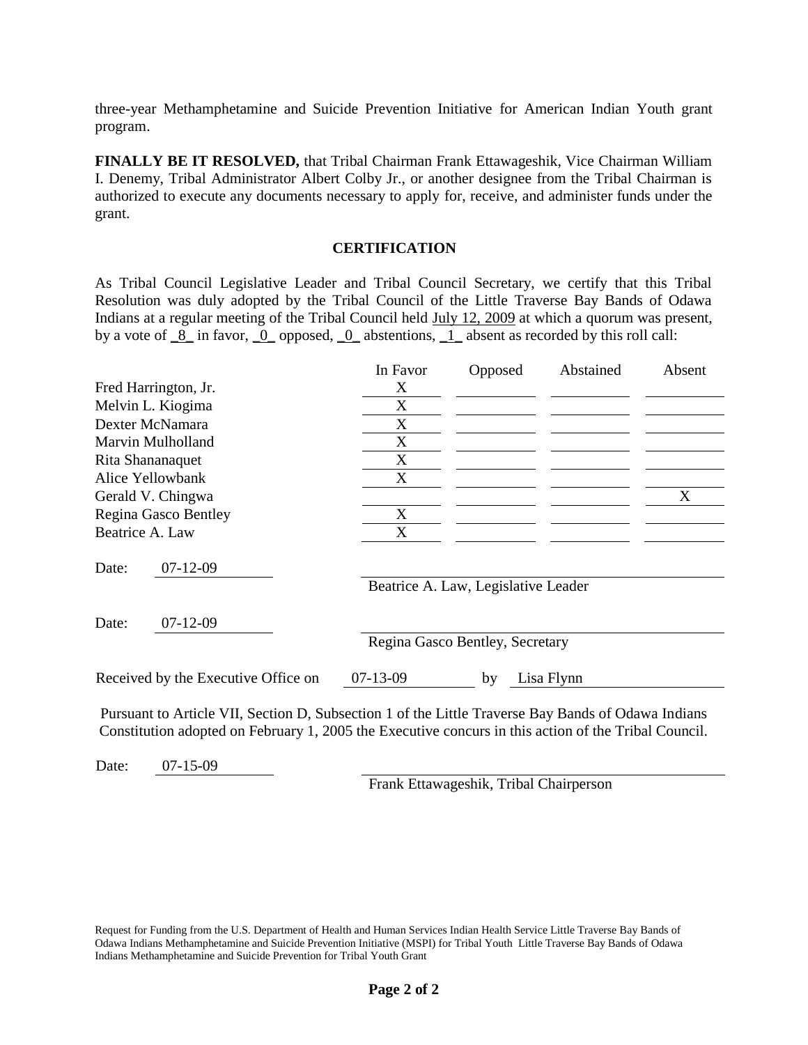three-year Methamphetamine and Suicide Prevention Initiative for American Indian Youth grant program.

**FINALLY BE IT RESOLVED,** that Tribal Chairman Frank Ettawageshik, Vice Chairman William I. Denemy, Tribal Administrator Albert Colby Jr., or another designee from the Tribal Chairman is authorized to execute any documents necessary to apply for, receive, and administer funds under the grant.

## CERTIFICATION

As Tribal Council Legislative Leader and Tribal Council Secretary, we certify that this Tribal Resolution was duly adopted by the Tribal Council of the Little Traverse Bay Bands of Odawa Indians at a regular meeting of the Tribal Council held July 12, 2009 at which a quorum was present, by a vote of _8_ in favor, _0_ opposed, _0_ abstentions, _1_ absent as recorded by this roll call:

| | In Favor | Opposed | Abstained | Absent |
|---|---|---|---|---|
| Fred Harrington, Jr. | X | | | |
| Melvin L. Kiogima | X | | | |
| Dexter McNamara | X | | | |
| Marvin Mulholland | X | | | |
| Rita Shananaquet | X | | | |
| Alice Yellowbank | X | | | |
| Gerald V. Chingwa | | | | X |
| Regina Gasco Bentley | X | | | |
| Beatrice A. Law | X | | | |

Date: 07-12-09

Beatrice A. Law, Legislative Leader

Date: 07-12-09

Regina Gasco Bentley, Secretary

Received by the Executive Office on 07-13-09 by Lisa Flynn

Pursuant to Article VII, Section D, Subsection 1 of the Little Traverse Bay Bands of Odawa Indians Constitution adopted on February 1, 2005 the Executive concurs in this action of the Tribal Council.

Date: 07-15-09

Frank Ettawageshik, Tribal Chairperson

Request for Funding from the U.S. Department of Health and Human Services Indian Health Service Little Traverse Bay Bands of Odawa Indians Methamphetamine and Suicide Prevention Initiative (MSPI) for Tribal Youth Little Traverse Bay Bands of Odawa Indians Methamphetamine and Suicide Prevention for Tribal Youth Grant